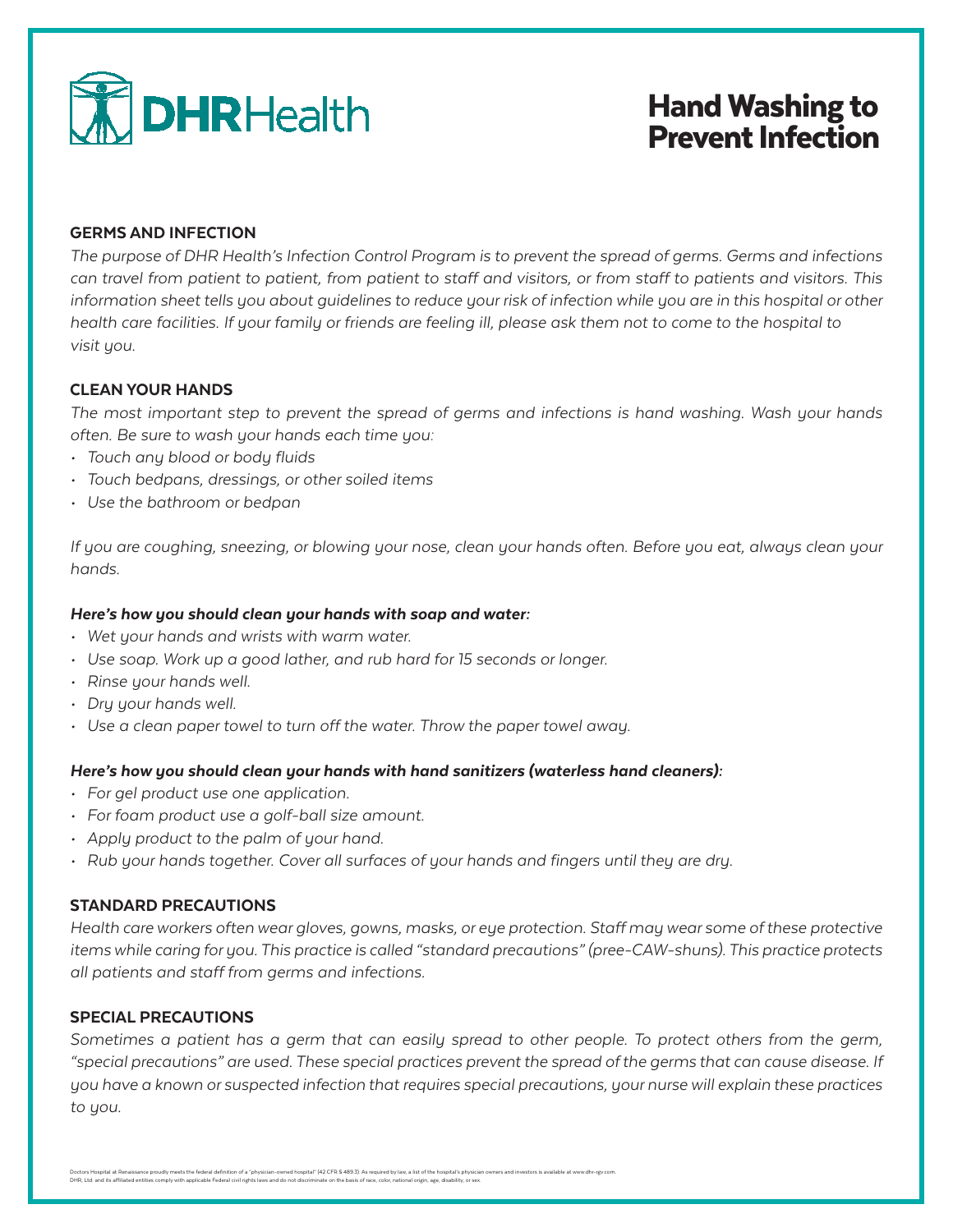DHRHealth

# Hand Washing to Prevent Infection

## GERMS AND INFECTION

*The purpose of DHR Health's Infection Control Program is to prevent the spread of germs. Germs and infections can travel from patient to patient, from patient to staff and visitors, or from staff to patients and visitors. This information sheet tells you about guidelines to reduce your risk of infection while you are in this hospital or other health care facilities. If your family or friends are feeling ill, please ask them not to come to the hospital to visit you.*

## CLEAN YOUR HANDS

*The most important step to prevent the spread of germs and infections is hand washing. Wash your hands often. Be sure to wash your hands each time you:*

- *Touch any blood or body fluids*
- *Touch bedpans, dressings, or other soiled items*
- *Use the bathroom or bedpan*

*If you are coughing, sneezing, or blowing your nose, clean your hands often. Before you eat, always clean your hands.*

***Here's how you should clean your hands with soap and water:***

- *Wet your hands and wrists with warm water.*
- *Use soap. Work up a good lather, and rub hard for 15 seconds or longer.*
- *Rinse your hands well.*
- *Dry your hands well.*
- *Use a clean paper towel to turn off the water. Throw the paper towel away.*

***Here's how you should clean your hands with hand sanitizers (waterless hand cleaners):***

- *For gel product use one application.*
- *For foam product use a golf-ball size amount.*
- *Apply product to the palm of your hand.*
- *Rub your hands together. Cover all surfaces of your hands and fingers until they are dry.*

## STANDARD PRECAUTIONS

*Health care workers often wear gloves, gowns, masks, or eye protection. Staff may wear some of these protective items while caring for you. This practice is called "standard precautions" (pree-CAW-shuns). This practice protects all patients and staff from germs and infections.*

## SPECIAL PRECAUTIONS

*Sometimes a patient has a germ that can easily spread to other people. To protect others from the germ, "special precautions" are used. These special practices prevent the spread of the germs that can cause disease. If you have a known or suspected infection that requires special precautions, your nurse will explain these practices to you.*

Doctors Hospital at Renaissance proudly meets the federal definition of a "physician-owned hospital" (42 CFR § 489.3). As required by law, a list of the hospital's physician owners and investors is available at www.dhr-rgv.com.
DHR, Ltd. and its affiliated entities comply with applicable Federal civil rights laws and do not discriminate on the basis of race, color, national origin, age, disability, or sex.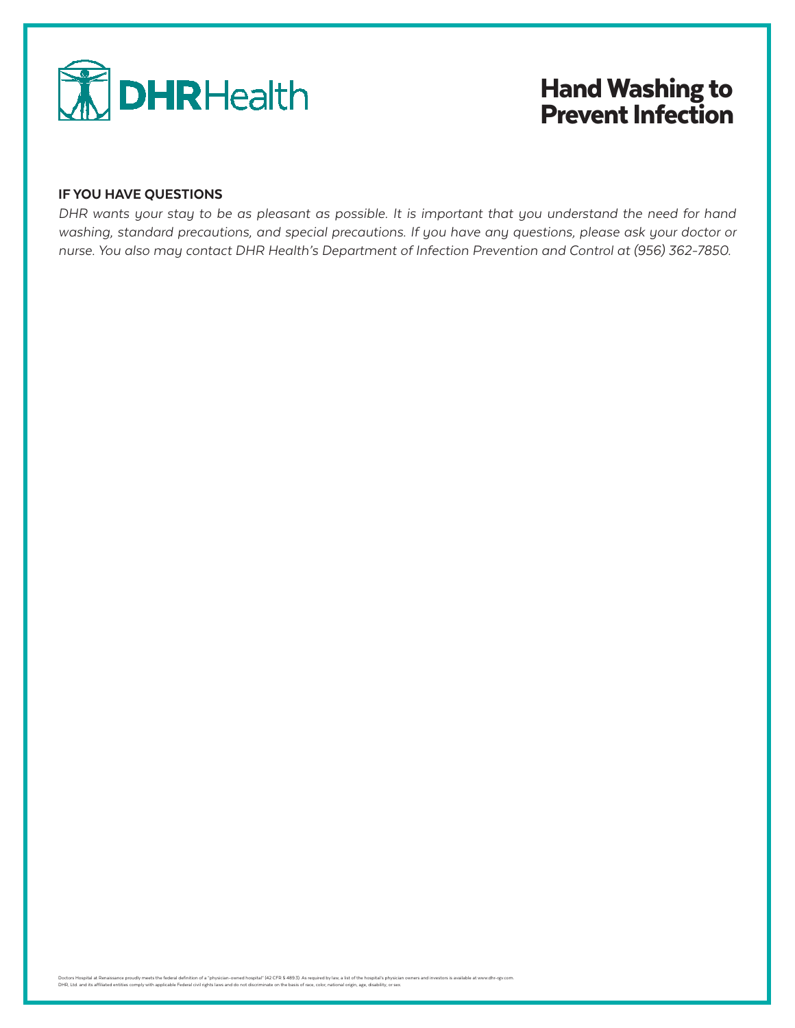# Hand Washing to Prevent Infection

## IF YOU HAVE QUESTIONS

*DHR wants your stay to be as pleasant as possible. It is important that you understand the need for hand washing, standard precautions, and special precautions. If you have any questions, please ask your doctor or nurse. You also may contact DHR Health's Department of Infection Prevention and Control at (956) 362-7850.*

Doctors Hospital at Renaissance proudly meets the federal definition of a "physician-owned hospital" (42 CFR § 489.3). As required by law, a list of the hospital's physician owners and investors is available at www.dhr-rgv.com.
DHR, Ltd. and its affiliated entities comply with applicable Federal civil rights laws and do not discriminate on the basis of race, color, national origin, age, disability, or sex.